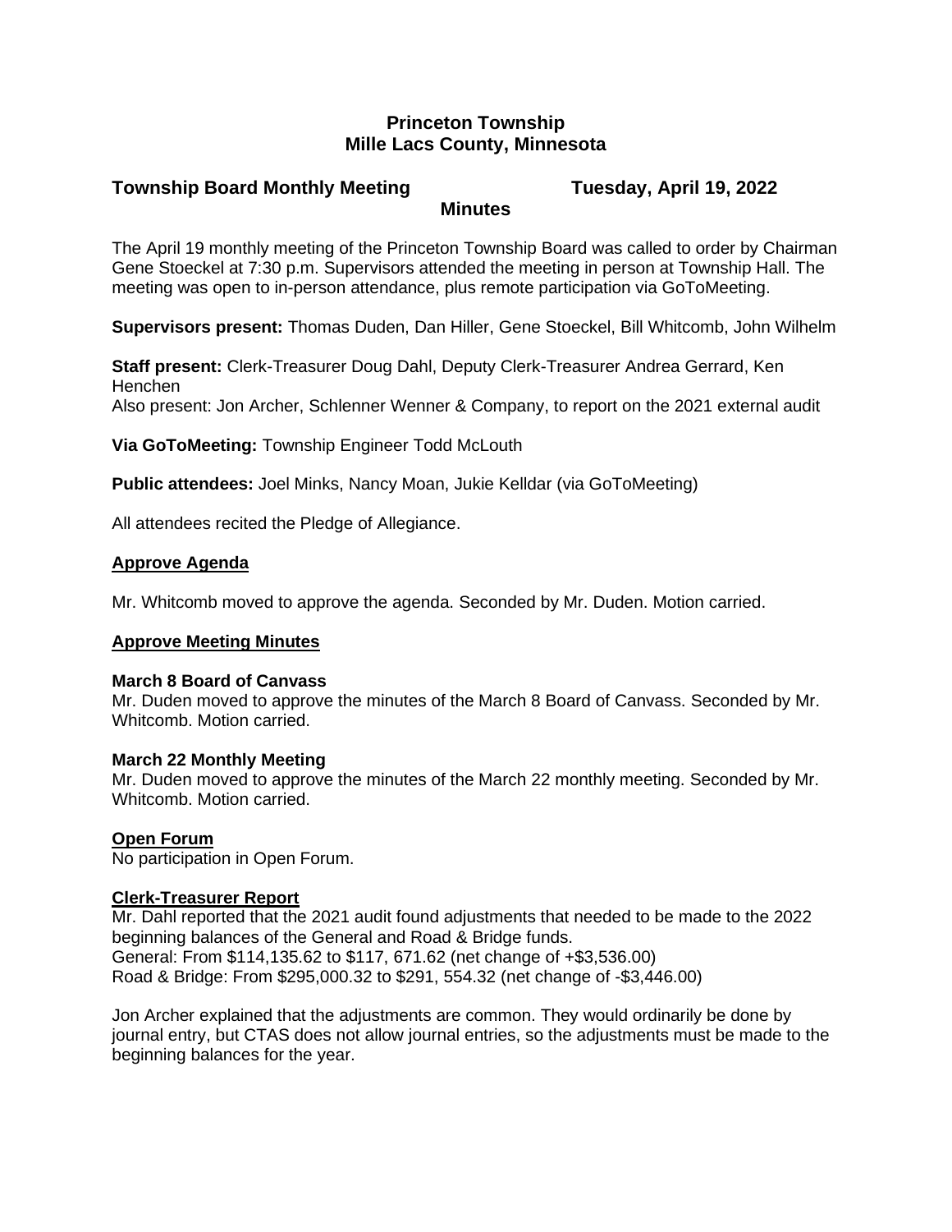# Princeton Township
# Mille Lacs County, Minnesota

## Township Board Monthly Meeting — Tuesday, April 19, 2022

## Minutes

The April 19 monthly meeting of the Princeton Township Board was called to order by Chairman Gene Stoeckel at 7:30 p.m. Supervisors attended the meeting in person at Township Hall. The meeting was open to in-person attendance, plus remote participation via GoToMeeting.

**Supervisors present:** Thomas Duden, Dan Hiller, Gene Stoeckel, Bill Whitcomb, John Wilhelm

**Staff present:** Clerk-Treasurer Doug Dahl, Deputy Clerk-Treasurer Andrea Gerrard, Ken Henchen
Also present: Jon Archer, Schlenner Wenner & Company, to report on the 2021 external audit

**Via GoToMeeting:** Township Engineer Todd McLouth

**Public attendees:** Joel Minks, Nancy Moan, Jukie Kelldar (via GoToMeeting)

All attendees recited the Pledge of Allegiance.

### Approve Agenda

Mr. Whitcomb moved to approve the agenda. Seconded by Mr. Duden. Motion carried.

### Approve Meeting Minutes

**March 8 Board of Canvass**
Mr. Duden moved to approve the minutes of the March 8 Board of Canvass. Seconded by Mr. Whitcomb. Motion carried.

**March 22 Monthly Meeting**
Mr. Duden moved to approve the minutes of the March 22 monthly meeting. Seconded by Mr. Whitcomb. Motion carried.

### Open Forum

No participation in Open Forum.

### Clerk-Treasurer Report

Mr. Dahl reported that the 2021 audit found adjustments that needed to be made to the 2022 beginning balances of the General and Road & Bridge funds.
General: From $114,135.62 to $117, 671.62 (net change of +$3,536.00)
Road & Bridge: From $295,000.32 to $291, 554.32 (net change of -$3,446.00)

Jon Archer explained that the adjustments are common. They would ordinarily be done by journal entry, but CTAS does not allow journal entries, so the adjustments must be made to the beginning balances for the year.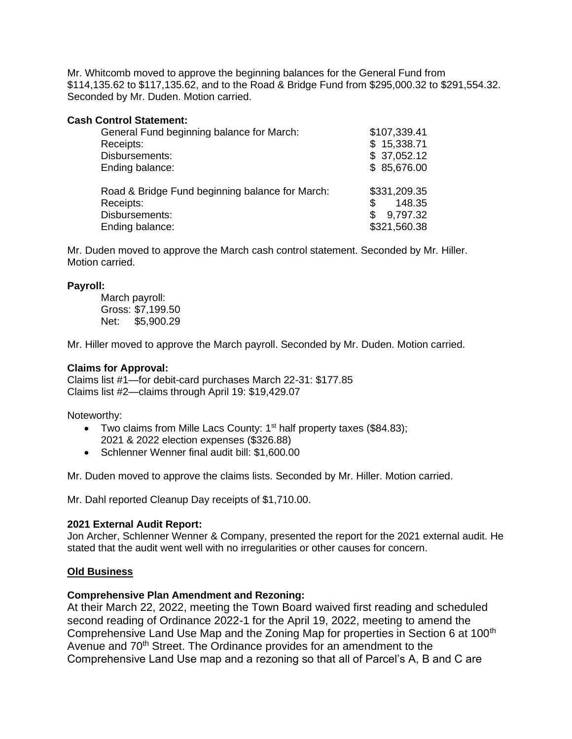Mr. Whitcomb moved to approve the beginning balances for the General Fund from $114,135.62 to $117,135.62, and to the Road & Bridge Fund from $295,000.32 to $291,554.32. Seconded by Mr. Duden. Motion carried.

**Cash Control Statement:**

| | |
|---|---|
| General Fund beginning balance for March: | $107,339.41 |
| Receipts: | $ 15,338.71 |
| Disbursements: | $ 37,052.12 |
| Ending balance: | $ 85,676.00 |
| | |
| Road & Bridge Fund beginning balance for March: | $331,209.35 |
| Receipts: | $ 148.35 |
| Disbursements: | $ 9,797.32 |
| Ending balance: | $321,560.38 |

Mr. Duden moved to approve the March cash control statement. Seconded by Mr. Hiller. Motion carried.

**Payroll:**

March payroll:
Gross: $7,199.50
Net: $5,900.29

Mr. Hiller moved to approve the March payroll. Seconded by Mr. Duden. Motion carried.

**Claims for Approval:**

Claims list #1—for debit-card purchases March 22-31: $177.85
Claims list #2—claims through April 19: $19,429.07

Noteworthy:

- Two claims from Mille Lacs County: 1st half property taxes ($84.83); 2021 & 2022 election expenses ($326.88)
- Schlenner Wenner final audit bill: $1,600.00

Mr. Duden moved to approve the claims lists. Seconded by Mr. Hiller. Motion carried.

Mr. Dahl reported Cleanup Day receipts of $1,710.00.

**2021 External Audit Report:**

Jon Archer, Schlenner Wenner & Company, presented the report for the 2021 external audit. He stated that the audit went well with no irregularities or other causes for concern.

## Old Business

**Comprehensive Plan Amendment and Rezoning:**

At their March 22, 2022, meeting the Town Board waived first reading and scheduled second reading of Ordinance 2022-1 for the April 19, 2022, meeting to amend the Comprehensive Land Use Map and the Zoning Map for properties in Section 6 at 100th Avenue and 70th Street. The Ordinance provides for an amendment to the Comprehensive Land Use map and a rezoning so that all of Parcel's A, B and C are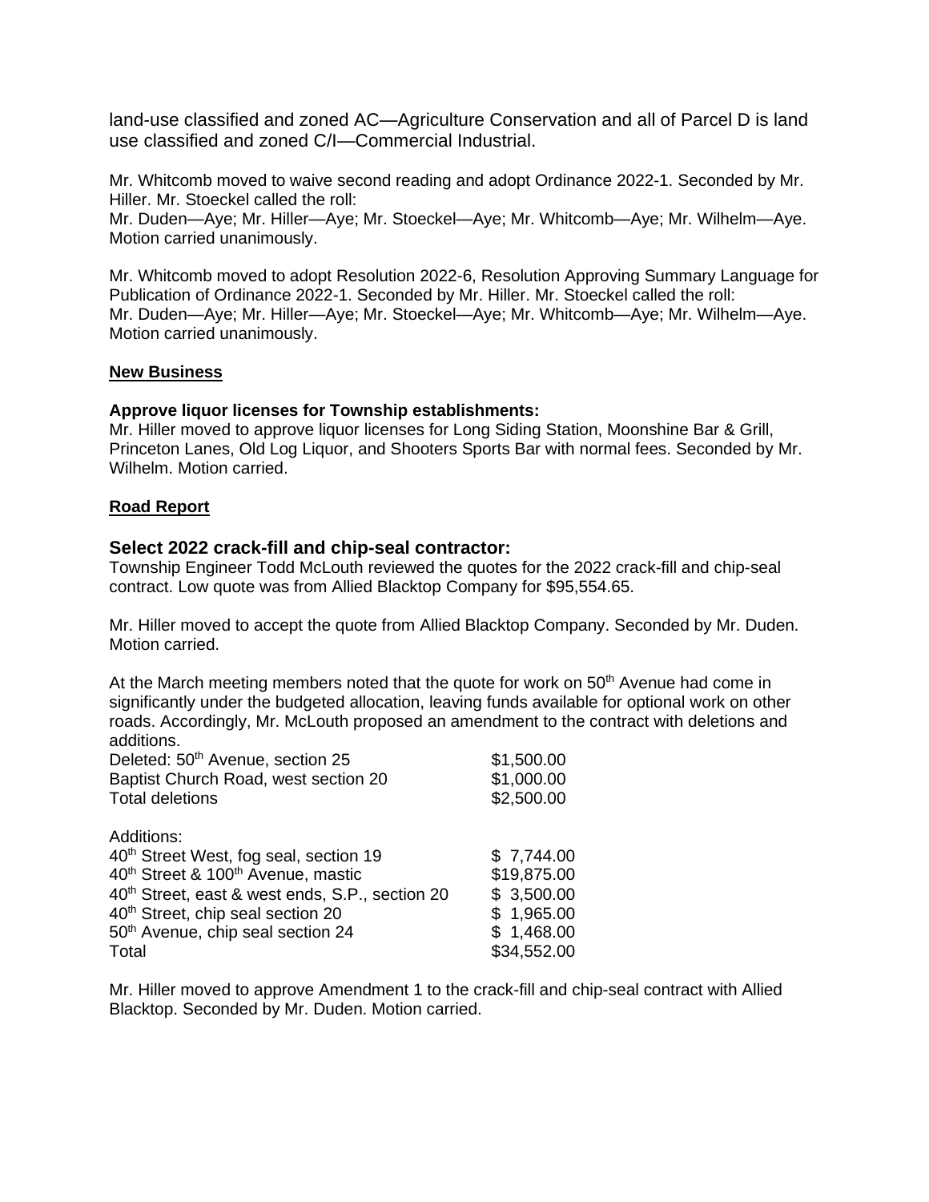land-use classified and zoned AC—Agriculture Conservation and all of Parcel D is land use classified and zoned C/I—Commercial Industrial.

Mr. Whitcomb moved to waive second reading and adopt Ordinance 2022-1. Seconded by Mr. Hiller. Mr. Stoeckel called the roll:
Mr. Duden—Aye; Mr. Hiller—Aye; Mr. Stoeckel—Aye; Mr. Whitcomb—Aye; Mr. Wilhelm—Aye. Motion carried unanimously.

Mr. Whitcomb moved to adopt Resolution 2022-6, Resolution Approving Summary Language for Publication of Ordinance 2022-1. Seconded by Mr. Hiller. Mr. Stoeckel called the roll:
Mr. Duden—Aye; Mr. Hiller—Aye; Mr. Stoeckel—Aye; Mr. Whitcomb—Aye; Mr. Wilhelm—Aye. Motion carried unanimously.

**New Business**

**Approve liquor licenses for Township establishments:**
Mr. Hiller moved to approve liquor licenses for Long Siding Station, Moonshine Bar & Grill, Princeton Lanes, Old Log Liquor, and Shooters Sports Bar with normal fees. Seconded by Mr. Wilhelm. Motion carried.

**Road Report**

### Select 2022 crack-fill and chip-seal contractor:

Township Engineer Todd McLouth reviewed the quotes for the 2022 crack-fill and chip-seal contract. Low quote was from Allied Blacktop Company for $95,554.65.

Mr. Hiller moved to accept the quote from Allied Blacktop Company. Seconded by Mr. Duden. Motion carried.

At the March meeting members noted that the quote for work on 50th Avenue had come in significantly under the budgeted allocation, leaving funds available for optional work on other roads. Accordingly, Mr. McLouth proposed an amendment to the contract with deletions and additions.

| | |
|---|---|
| Deleted: 50th Avenue, section 25 | $1,500.00 |
| Baptist Church Road, west section 20 | $1,000.00 |
| Total deletions | $2,500.00 |
| | |
| Additions: | |
| 40th Street West, fog seal, section 19 | $ 7,744.00 |
| 40th Street & 100th Avenue, mastic | $19,875.00 |
| 40th Street, east & west ends, S.P., section 20 | $ 3,500.00 |
| 40th Street, chip seal section 20 | $ 1,965.00 |
| 50th Avenue, chip seal section 24 | $ 1,468.00 |
| Total | $34,552.00 |

Mr. Hiller moved to approve Amendment 1 to the crack-fill and chip-seal contract with Allied Blacktop. Seconded by Mr. Duden. Motion carried.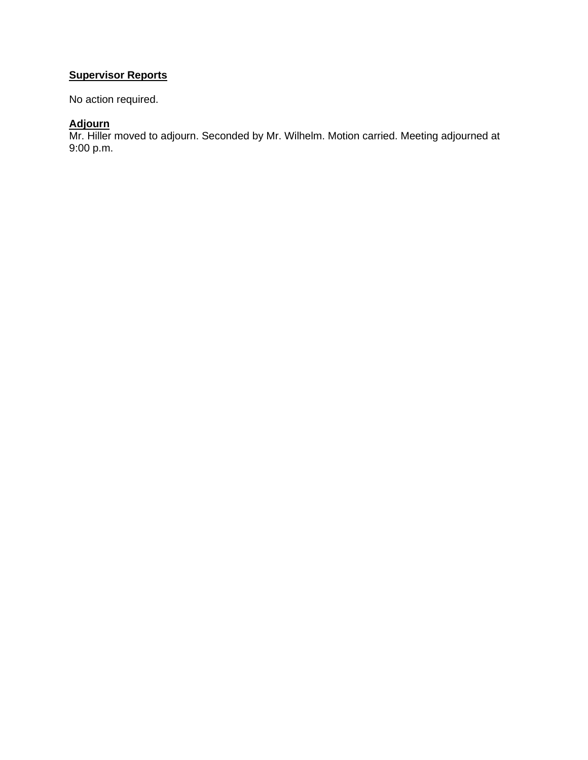**Supervisor Reports**

No action required.

**Adjourn**

Mr. Hiller moved to adjourn. Seconded by Mr. Wilhelm. Motion carried. Meeting adjourned at 9:00 p.m.